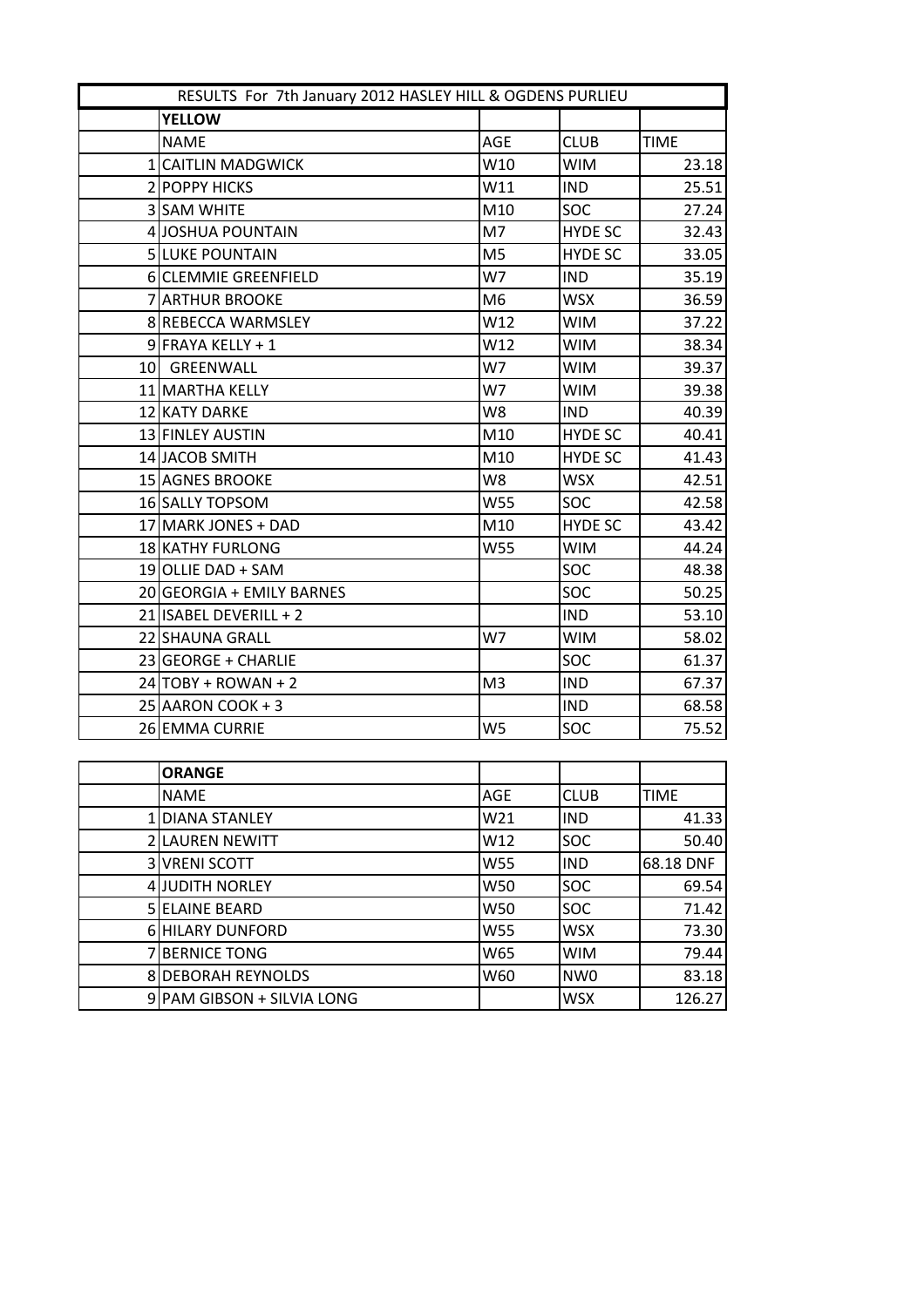RESULTS For 7th January 2012 HASLEY HILL & OGDENS PURLIEU

## YELLOW

| | NAME | AGE | CLUB | TIME |
|---|---|---|---|---|
| 1 | CAITLIN MADGWICK | W10 | WIM | 23.18 |
| 2 | POPPY HICKS | W11 | IND | 25.51 |
| 3 | SAM WHITE | M10 | SOC | 27.24 |
| 4 | JOSHUA POUNTAIN | M7 | HYDE SC | 32.43 |
| 5 | LUKE POUNTAIN | M5 | HYDE SC | 33.05 |
| 6 | CLEMMIE GREENFIELD | W7 | IND | 35.19 |
| 7 | ARTHUR BROOKE | M6 | WSX | 36.59 |
| 8 | REBECCA WARMSLEY | W12 | WIM | 37.22 |
| 9 | FRAYA KELLY + 1 | W12 | WIM | 38.34 |
| 10 | GREENWALL | W7 | WIM | 39.37 |
| 11 | MARTHA KELLY | W7 | WIM | 39.38 |
| 12 | KATY DARKE | W8 | IND | 40.39 |
| 13 | FINLEY AUSTIN | M10 | HYDE SC | 40.41 |
| 14 | JACOB SMITH | M10 | HYDE SC | 41.43 |
| 15 | AGNES BROOKE | W8 | WSX | 42.51 |
| 16 | SALLY TOPSOM | W55 | SOC | 42.58 |
| 17 | MARK JONES + DAD | M10 | HYDE SC | 43.42 |
| 18 | KATHY FURLONG | W55 | WIM | 44.24 |
| 19 | OLLIE DAD + SAM | | SOC | 48.38 |
| 20 | GEORGIA + EMILY BARNES | | SOC | 50.25 |
| 21 | ISABEL DEVERILL + 2 | | IND | 53.10 |
| 22 | SHAUNA GRALL | W7 | WIM | 58.02 |
| 23 | GEORGE + CHARLIE | | SOC | 61.37 |
| 24 | TOBY + ROWAN + 2 | M3 | IND | 67.37 |
| 25 | AARON COOK + 3 | | IND | 68.58 |
| 26 | EMMA CURRIE | W5 | SOC | 75.52 |

## ORANGE

| | NAME | AGE | CLUB | TIME |
|---|---|---|---|---|
| 1 | DIANA STANLEY | W21 | IND | 41.33 |
| 2 | LAUREN NEWITT | W12 | SOC | 50.40 |
| 3 | VRENI SCOTT | W55 | IND | 68.18 DNF |
| 4 | JUDITH NORLEY | W50 | SOC | 69.54 |
| 5 | ELAINE BEARD | W50 | SOC | 71.42 |
| 6 | HILARY DUNFORD | W55 | WSX | 73.30 |
| 7 | BERNICE TONG | W65 | WIM | 79.44 |
| 8 | DEBORAH REYNOLDS | W60 | NW0 | 83.18 |
| 9 | PAM GIBSON + SILVIA LONG | | WSX | 126.27 |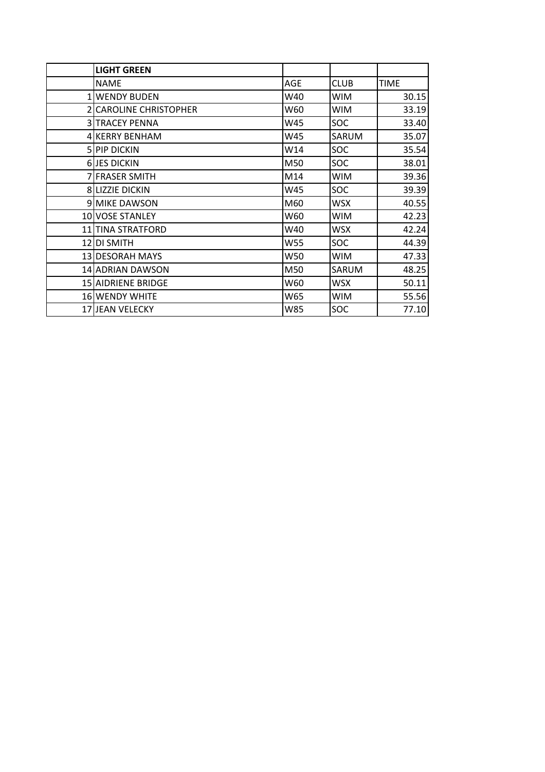| | LIGHT GREEN | | | |
|---|---|---|---|---|
| | NAME | AGE | CLUB | TIME |
| 1 | WENDY BUDEN | W40 | WIM | 30.15 |
| 2 | CAROLINE CHRISTOPHER | W60 | WIM | 33.19 |
| 3 | TRACEY PENNA | W45 | SOC | 33.40 |
| 4 | KERRY BENHAM | W45 | SARUM | 35.07 |
| 5 | PIP DICKIN | W14 | SOC | 35.54 |
| 6 | JES DICKIN | M50 | SOC | 38.01 |
| 7 | FRASER SMITH | M14 | WIM | 39.36 |
| 8 | LIZZIE DICKIN | W45 | SOC | 39.39 |
| 9 | MIKE DAWSON | M60 | WSX | 40.55 |
| 10 | VOSE STANLEY | W60 | WIM | 42.23 |
| 11 | TINA STRATFORD | W40 | WSX | 42.24 |
| 12 | DI SMITH | W55 | SOC | 44.39 |
| 13 | DESORAH MAYS | W50 | WIM | 47.33 |
| 14 | ADRIAN DAWSON | M50 | SARUM | 48.25 |
| 15 | AIDRIENE BRIDGE | W60 | WSX | 50.11 |
| 16 | WENDY WHITE | W65 | WIM | 55.56 |
| 17 | JEAN VELECKY | W85 | SOC | 77.10 |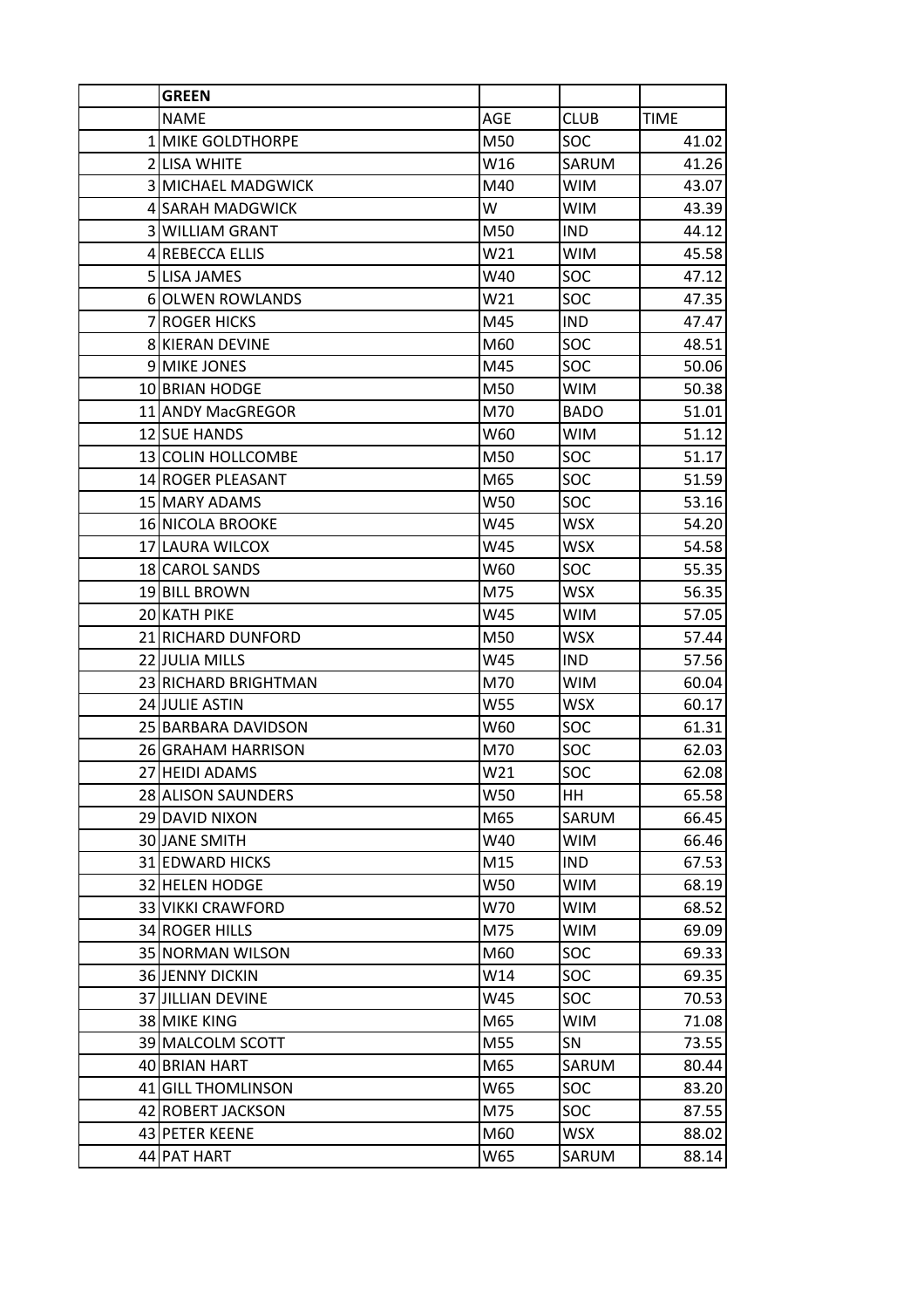| | GREEN | | | |
|---|---|---|---|---|
| | NAME | AGE | CLUB | TIME |
| 1 | MIKE GOLDTHORPE | M50 | SOC | 41.02 |
| 2 | LISA WHITE | W16 | SARUM | 41.26 |
| 3 | MICHAEL MADGWICK | M40 | WIM | 43.07 |
| 4 | SARAH MADGWICK | W | WIM | 43.39 |
| 3 | WILLIAM GRANT | M50 | IND | 44.12 |
| 4 | REBECCA ELLIS | W21 | WIM | 45.58 |
| 5 | LISA JAMES | W40 | SOC | 47.12 |
| 6 | OLWEN ROWLANDS | W21 | SOC | 47.35 |
| 7 | ROGER HICKS | M45 | IND | 47.47 |
| 8 | KIERAN DEVINE | M60 | SOC | 48.51 |
| 9 | MIKE JONES | M45 | SOC | 50.06 |
| 10 | BRIAN HODGE | M50 | WIM | 50.38 |
| 11 | ANDY MacGREGOR | M70 | BADO | 51.01 |
| 12 | SUE HANDS | W60 | WIM | 51.12 |
| 13 | COLIN HOLLCOMBE | M50 | SOC | 51.17 |
| 14 | ROGER PLEASANT | M65 | SOC | 51.59 |
| 15 | MARY ADAMS | W50 | SOC | 53.16 |
| 16 | NICOLA BROOKE | W45 | WSX | 54.20 |
| 17 | LAURA WILCOX | W45 | WSX | 54.58 |
| 18 | CAROL SANDS | W60 | SOC | 55.35 |
| 19 | BILL BROWN | M75 | WSX | 56.35 |
| 20 | KATH PIKE | W45 | WIM | 57.05 |
| 21 | RICHARD DUNFORD | M50 | WSX | 57.44 |
| 22 | JULIA MILLS | W45 | IND | 57.56 |
| 23 | RICHARD BRIGHTMAN | M70 | WIM | 60.04 |
| 24 | JULIE ASTIN | W55 | WSX | 60.17 |
| 25 | BARBARA DAVIDSON | W60 | SOC | 61.31 |
| 26 | GRAHAM HARRISON | M70 | SOC | 62.03 |
| 27 | HEIDI ADAMS | W21 | SOC | 62.08 |
| 28 | ALISON SAUNDERS | W50 | HH | 65.58 |
| 29 | DAVID NIXON | M65 | SARUM | 66.45 |
| 30 | JANE SMITH | W40 | WIM | 66.46 |
| 31 | EDWARD HICKS | M15 | IND | 67.53 |
| 32 | HELEN HODGE | W50 | WIM | 68.19 |
| 33 | VIKKI CRAWFORD | W70 | WIM | 68.52 |
| 34 | ROGER HILLS | M75 | WIM | 69.09 |
| 35 | NORMAN WILSON | M60 | SOC | 69.33 |
| 36 | JENNY DICKIN | W14 | SOC | 69.35 |
| 37 | JILLIAN DEVINE | W45 | SOC | 70.53 |
| 38 | MIKE KING | M65 | WIM | 71.08 |
| 39 | MALCOLM SCOTT | M55 | SN | 73.55 |
| 40 | BRIAN HART | M65 | SARUM | 80.44 |
| 41 | GILL THOMLINSON | W65 | SOC | 83.20 |
| 42 | ROBERT JACKSON | M75 | SOC | 87.55 |
| 43 | PETER KEENE | M60 | WSX | 88.02 |
| 44 | PAT HART | W65 | SARUM | 88.14 |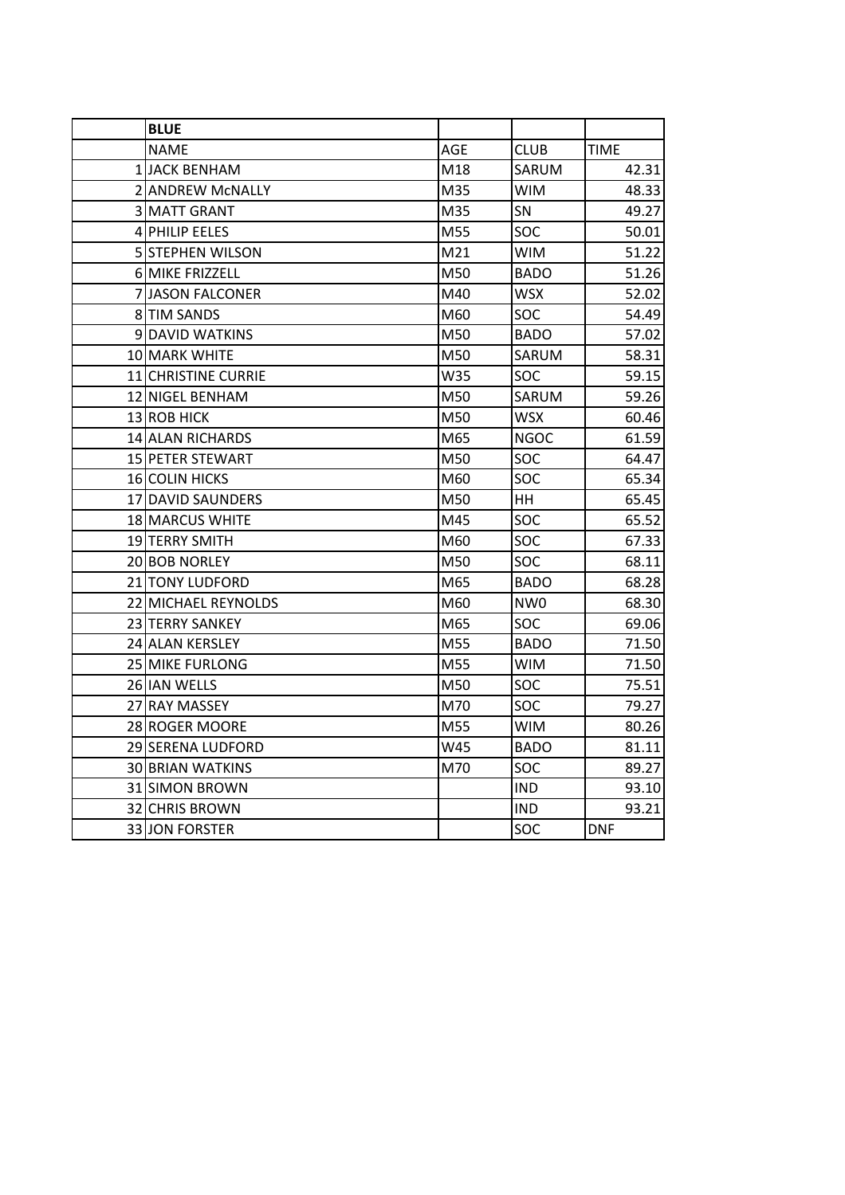| | BLUE | | | |
|---|---|---|---|---|
| | NAME | AGE | CLUB | TIME |
| 1 | JACK BENHAM | M18 | SARUM | 42.31 |
| 2 | ANDREW McNALLY | M35 | WIM | 48.33 |
| 3 | MATT GRANT | M35 | SN | 49.27 |
| 4 | PHILIP EELES | M55 | SOC | 50.01 |
| 5 | STEPHEN WILSON | M21 | WIM | 51.22 |
| 6 | MIKE FRIZZELL | M50 | BADO | 51.26 |
| 7 | JASON FALCONER | M40 | WSX | 52.02 |
| 8 | TIM SANDS | M60 | SOC | 54.49 |
| 9 | DAVID WATKINS | M50 | BADO | 57.02 |
| 10 | MARK WHITE | M50 | SARUM | 58.31 |
| 11 | CHRISTINE CURRIE | W35 | SOC | 59.15 |
| 12 | NIGEL BENHAM | M50 | SARUM | 59.26 |
| 13 | ROB HICK | M50 | WSX | 60.46 |
| 14 | ALAN RICHARDS | M65 | NGOC | 61.59 |
| 15 | PETER STEWART | M50 | SOC | 64.47 |
| 16 | COLIN HICKS | M60 | SOC | 65.34 |
| 17 | DAVID SAUNDERS | M50 | HH | 65.45 |
| 18 | MARCUS WHITE | M45 | SOC | 65.52 |
| 19 | TERRY SMITH | M60 | SOC | 67.33 |
| 20 | BOB NORLEY | M50 | SOC | 68.11 |
| 21 | TONY LUDFORD | M65 | BADO | 68.28 |
| 22 | MICHAEL REYNOLDS | M60 | NW0 | 68.30 |
| 23 | TERRY SANKEY | M65 | SOC | 69.06 |
| 24 | ALAN KERSLEY | M55 | BADO | 71.50 |
| 25 | MIKE FURLONG | M55 | WIM | 71.50 |
| 26 | IAN WELLS | M50 | SOC | 75.51 |
| 27 | RAY MASSEY | M70 | SOC | 79.27 |
| 28 | ROGER MOORE | M55 | WIM | 80.26 |
| 29 | SERENA LUDFORD | W45 | BADO | 81.11 |
| 30 | BRIAN WATKINS | M70 | SOC | 89.27 |
| 31 | SIMON BROWN | | IND | 93.10 |
| 32 | CHRIS BROWN | | IND | 93.21 |
| 33 | JON FORSTER | | SOC | DNF |